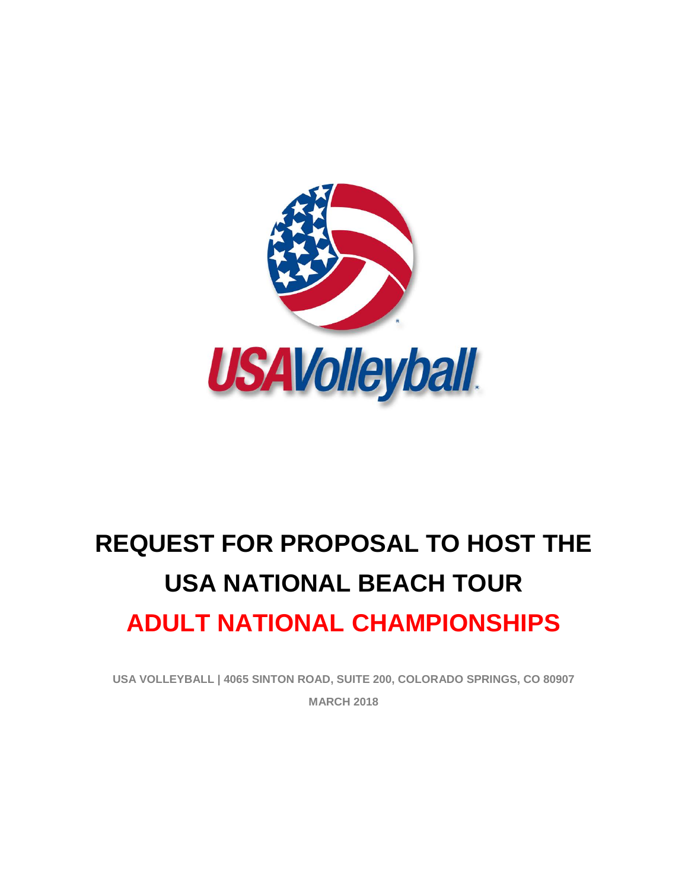# REQUEST FOR PROPOSAL TO HOST THE USA NATIONAL BEACH TOUR

# ADULT NATIONAL CHAMPIONSHIPS

**USA VOLLEYBALL | 4065 SINTON ROAD, SUITE 200, COLORADO SPRINGS, CO 80907**

**MARCH 2018**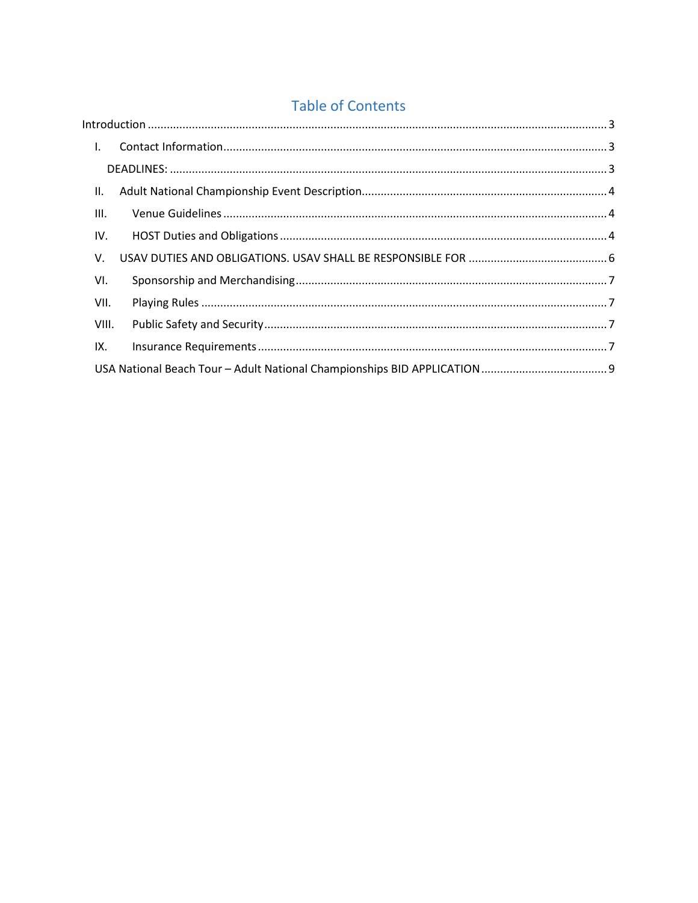# Table of Contents

Introduction ..... 3

- I. Contact Information ..... 3
  - DEADLINES: ..... 3
- II. Adult National Championship Event Description ..... 4
- III. Venue Guidelines ..... 4
- IV. HOST Duties and Obligations ..... 4
- V. USAV DUTIES AND OBLIGATIONS. USAV SHALL BE RESPONSIBLE FOR ..... 6
- VI. Sponsorship and Merchandising ..... 7
- VII. Playing Rules ..... 7
- VIII. Public Safety and Security ..... 7
- IX. Insurance Requirements ..... 7

USA National Beach Tour – Adult National Championships BID APPLICATION ..... 9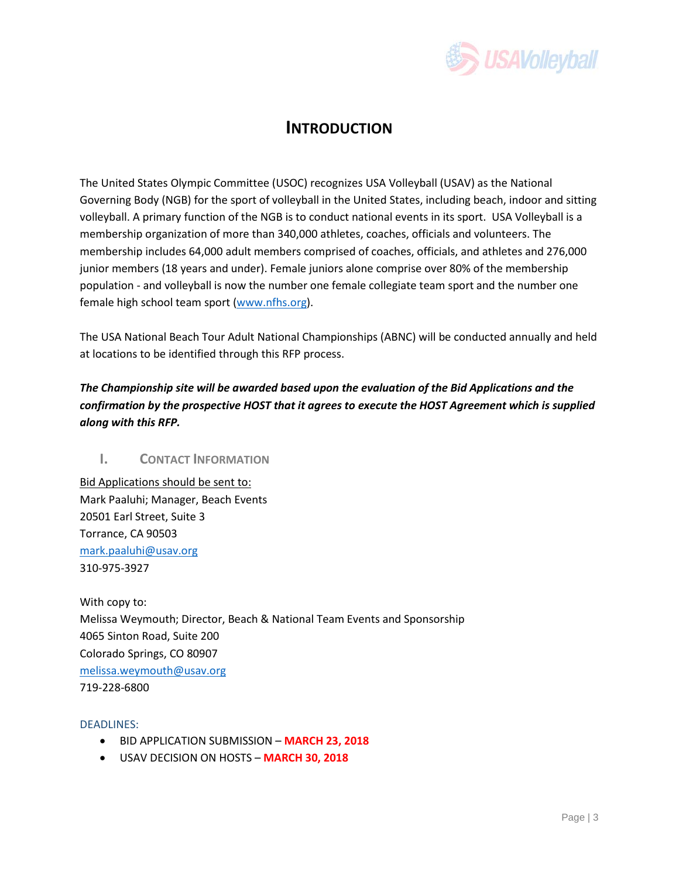# INTRODUCTION

The United States Olympic Committee (USOC) recognizes USA Volleyball (USAV) as the National Governing Body (NGB) for the sport of volleyball in the United States, including beach, indoor and sitting volleyball. A primary function of the NGB is to conduct national events in its sport. USA Volleyball is a membership organization of more than 340,000 athletes, coaches, officials and volunteers. The membership includes 64,000 adult members comprised of coaches, officials, and athletes and 276,000 junior members (18 years and under). Female juniors alone comprise over 80% of the membership population - and volleyball is now the number one female collegiate team sport and the number one female high school team sport ([www.nfhs.org](www.nfhs.org)).

The USA National Beach Tour Adult National Championships (ABNC) will be conducted annually and held at locations to be identified through this RFP process.

***The Championship site will be awarded based upon the evaluation of the Bid Applications and the confirmation by the prospective HOST that it agrees to execute the HOST Agreement which is supplied along with this RFP.***

## I. CONTACT INFORMATION

Bid Applications should be sent to:
Mark Paaluhi; Manager, Beach Events
20501 Earl Street, Suite 3
Torrance, CA 90503
mark.paaluhi@usav.org
310-975-3927

With copy to:
Melissa Weymouth; Director, Beach & National Team Events and Sponsorship
4065 Sinton Road, Suite 200
Colorado Springs, CO 80907
melissa.weymouth@usav.org
719-228-6800

DEADLINES:

- BID APPLICATION SUBMISSION – **MARCH 23, 2018**
- USAV DECISION ON HOSTS – **MARCH 30, 2018**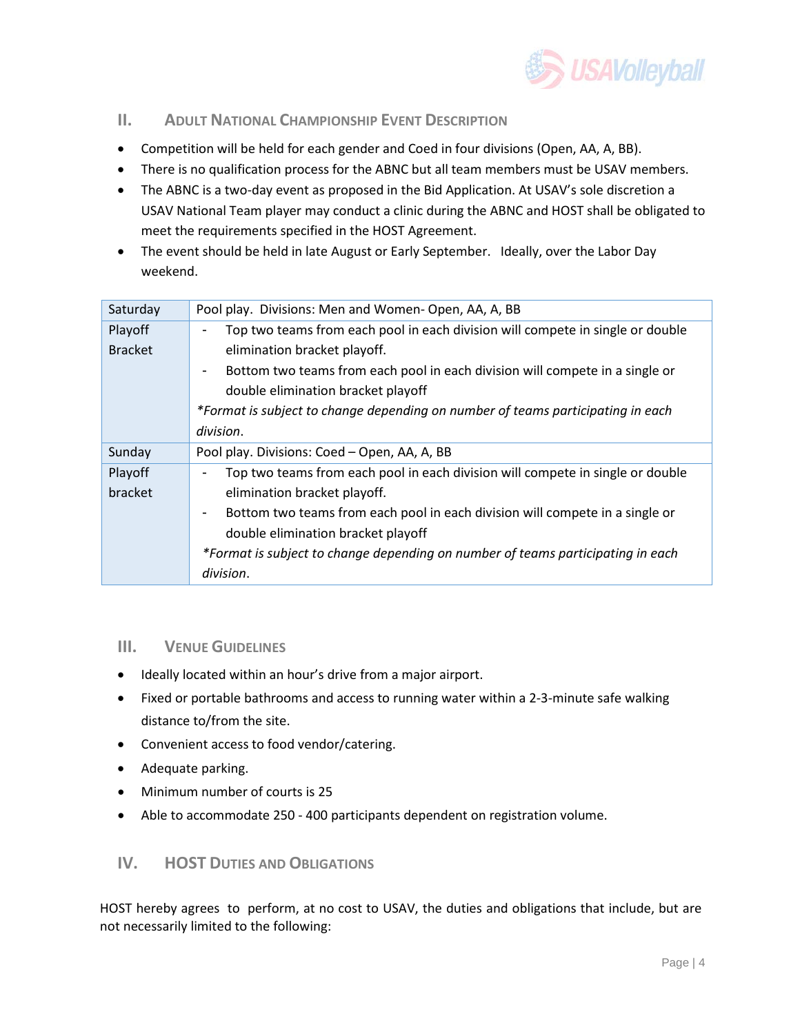## II. Adult National Championship Event Description

- Competition will be held for each gender and Coed in four divisions (Open, AA, A, BB).
- There is no qualification process for the ABNC but all team members must be USAV members.
- The ABNC is a two-day event as proposed in the Bid Application. At USAV's sole discretion a USAV National Team player may conduct a clinic during the ABNC and HOST shall be obligated to meet the requirements specified in the HOST Agreement.
- The event should be held in late August or Early September. Ideally, over the Labor Day weekend.

| Saturday | Pool play. Divisions: Men and Women- Open, AA, A, BB |
|---|---|
| Playoff Bracket | - Top two teams from each pool in each division will compete in single or double elimination bracket playoff.<br>- Bottom two teams from each pool in each division will compete in a single or double elimination bracket playoff<br>*Format is subject to change depending on number of teams participating in each division.* |
| Sunday | Pool play. Divisions: Coed – Open, AA, A, BB |
| Playoff bracket | - Top two teams from each pool in each division will compete in single or double elimination bracket playoff.<br>- Bottom two teams from each pool in each division will compete in a single or double elimination bracket playoff<br>*Format is subject to change depending on number of teams participating in each division.* |

## III. Venue Guidelines

- Ideally located within an hour's drive from a major airport.
- Fixed or portable bathrooms and access to running water within a 2-3-minute safe walking distance to/from the site.
- Convenient access to food vendor/catering.
- Adequate parking.
- Minimum number of courts is 25
- Able to accommodate 250 - 400 participants dependent on registration volume.

## IV. HOST Duties and Obligations

HOST hereby agrees to perform, at no cost to USAV, the duties and obligations that include, but are not necessarily limited to the following: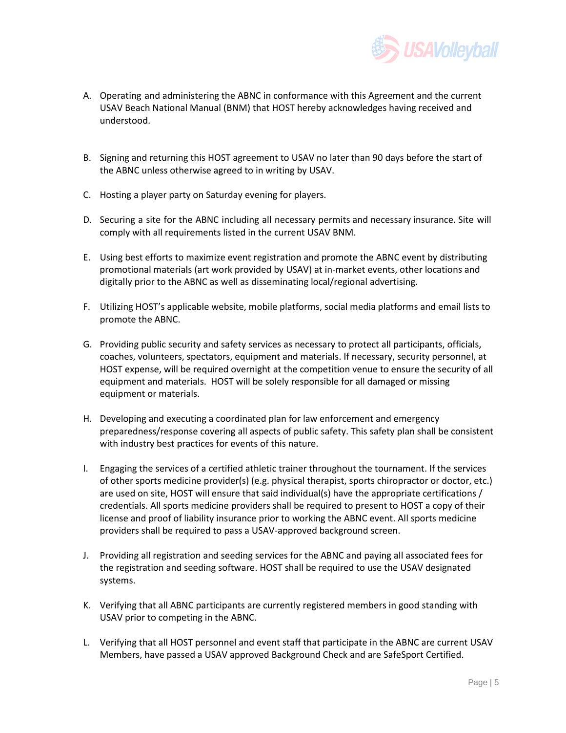A. Operating and administering the ABNC in conformance with this Agreement and the current USAV Beach National Manual (BNM) that HOST hereby acknowledges having received and understood.

B. Signing and returning this HOST agreement to USAV no later than 90 days before the start of the ABNC unless otherwise agreed to in writing by USAV.

C. Hosting a player party on Saturday evening for players.

D. Securing a site for the ABNC including all necessary permits and necessary insurance. Site will comply with all requirements listed in the current USAV BNM.

E. Using best efforts to maximize event registration and promote the ABNC event by distributing promotional materials (art work provided by USAV) at in-market events, other locations and digitally prior to the ABNC as well as disseminating local/regional advertising.

F. Utilizing HOST's applicable website, mobile platforms, social media platforms and email lists to promote the ABNC.

G. Providing public security and safety services as necessary to protect all participants, officials, coaches, volunteers, spectators, equipment and materials. If necessary, security personnel, at HOST expense, will be required overnight at the competition venue to ensure the security of all equipment and materials. HOST will be solely responsible for all damaged or missing equipment or materials.

H. Developing and executing a coordinated plan for law enforcement and emergency preparedness/response covering all aspects of public safety. This safety plan shall be consistent with industry best practices for events of this nature.

I. Engaging the services of a certified athletic trainer throughout the tournament. If the services of other sports medicine provider(s) (e.g. physical therapist, sports chiropractor or doctor, etc.) are used on site, HOST will ensure that said individual(s) have the appropriate certifications / credentials. All sports medicine providers shall be required to present to HOST a copy of their license and proof of liability insurance prior to working the ABNC event. All sports medicine providers shall be required to pass a USAV-approved background screen.

J. Providing all registration and seeding services for the ABNC and paying all associated fees for the registration and seeding software. HOST shall be required to use the USAV designated systems.

K. Verifying that all ABNC participants are currently registered members in good standing with USAV prior to competing in the ABNC.

L. Verifying that all HOST personnel and event staff that participate in the ABNC are current USAV Members, have passed a USAV approved Background Check and are SafeSport Certified.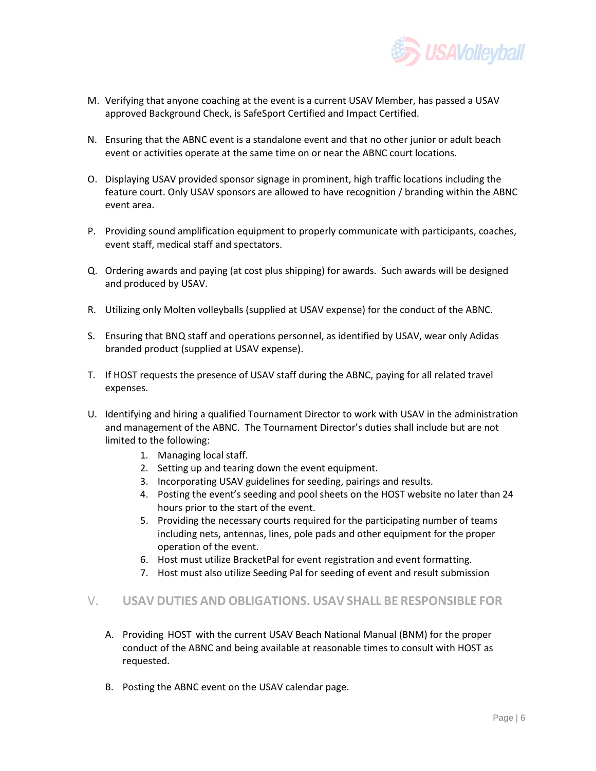M. Verifying that anyone coaching at the event is a current USAV Member, has passed a USAV approved Background Check, is SafeSport Certified and Impact Certified.

N. Ensuring that the ABNC event is a standalone event and that no other junior or adult beach event or activities operate at the same time on or near the ABNC court locations.

O. Displaying USAV provided sponsor signage in prominent, high traffic locations including the feature court. Only USAV sponsors are allowed to have recognition / branding within the ABNC event area.

P. Providing sound amplification equipment to properly communicate with participants, coaches, event staff, medical staff and spectators.

Q. Ordering awards and paying (at cost plus shipping) for awards. Such awards will be designed and produced by USAV.

R. Utilizing only Molten volleyballs (supplied at USAV expense) for the conduct of the ABNC.

S. Ensuring that BNQ staff and operations personnel, as identified by USAV, wear only Adidas branded product (supplied at USAV expense).

T. If HOST requests the presence of USAV staff during the ABNC, paying for all related travel expenses.

U. Identifying and hiring a qualified Tournament Director to work with USAV in the administration and management of the ABNC. The Tournament Director's duties shall include but are not limited to the following:
    1. Managing local staff.
    2. Setting up and tearing down the event equipment.
    3. Incorporating USAV guidelines for seeding, pairings and results.
    4. Posting the event's seeding and pool sheets on the HOST website no later than 24 hours prior to the start of the event.
    5. Providing the necessary courts required for the participating number of teams including nets, antennas, lines, pole pads and other equipment for the proper operation of the event.
    6. Host must utilize BracketPal for event registration and event formatting.
    7. Host must also utilize Seeding Pal for seeding of event and result submission

## V. USAV DUTIES AND OBLIGATIONS. USAV SHALL BE RESPONSIBLE FOR

A. Providing HOST with the current USAV Beach National Manual (BNM) for the proper conduct of the ABNC and being available at reasonable times to consult with HOST as requested.

B. Posting the ABNC event on the USAV calendar page.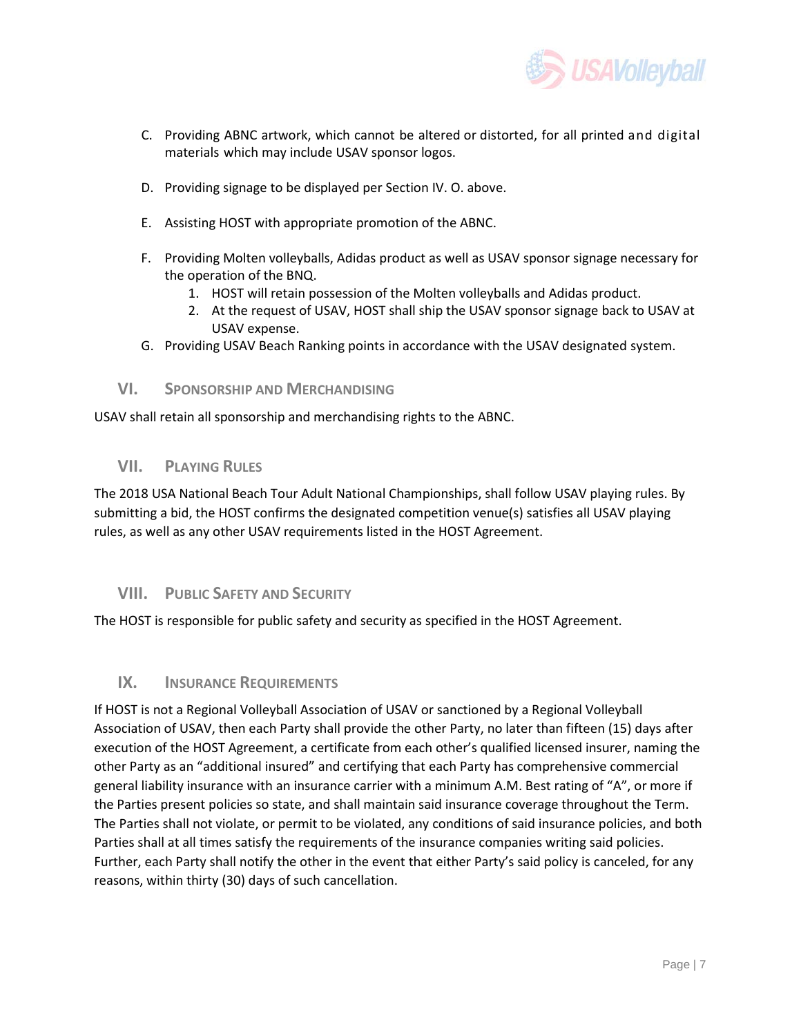C. Providing ABNC artwork, which cannot be altered or distorted, for all printed and digital materials which may include USAV sponsor logos.

D. Providing signage to be displayed per Section IV. O. above.

E. Assisting HOST with appropriate promotion of the ABNC.

F. Providing Molten volleyballs, Adidas product as well as USAV sponsor signage necessary for the operation of the BNQ.
   1. HOST will retain possession of the Molten volleyballs and Adidas product.
   2. At the request of USAV, HOST shall ship the USAV sponsor signage back to USAV at USAV expense.

G. Providing USAV Beach Ranking points in accordance with the USAV designated system.

## VI. Sponsorship and Merchandising

USAV shall retain all sponsorship and merchandising rights to the ABNC.

## VII. Playing Rules

The 2018 USA National Beach Tour Adult National Championships, shall follow USAV playing rules. By submitting a bid, the HOST confirms the designated competition venue(s) satisfies all USAV playing rules, as well as any other USAV requirements listed in the HOST Agreement.

## VIII. Public Safety and Security

The HOST is responsible for public safety and security as specified in the HOST Agreement.

## IX. Insurance Requirements

If HOST is not a Regional Volleyball Association of USAV or sanctioned by a Regional Volleyball Association of USAV, then each Party shall provide the other Party, no later than fifteen (15) days after execution of the HOST Agreement, a certificate from each other's qualified licensed insurer, naming the other Party as an "additional insured" and certifying that each Party has comprehensive commercial general liability insurance with an insurance carrier with a minimum A.M. Best rating of "A", or more if the Parties present policies so state, and shall maintain said insurance coverage throughout the Term. The Parties shall not violate, or permit to be violated, any conditions of said insurance policies, and both Parties shall at all times satisfy the requirements of the insurance companies writing said policies. Further, each Party shall notify the other in the event that either Party's said policy is canceled, for any reasons, within thirty (30) days of such cancellation.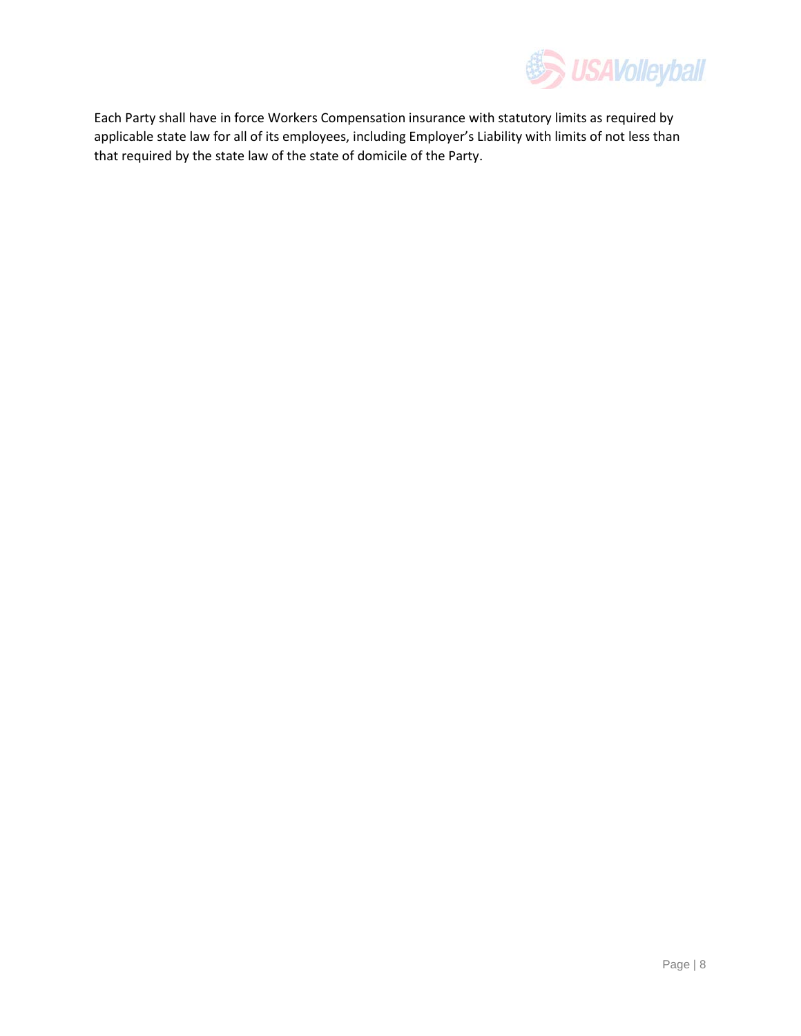Each Party shall have in force Workers Compensation insurance with statutory limits as required by applicable state law for all of its employees, including Employer's Liability with limits of not less than that required by the state law of the state of domicile of the Party.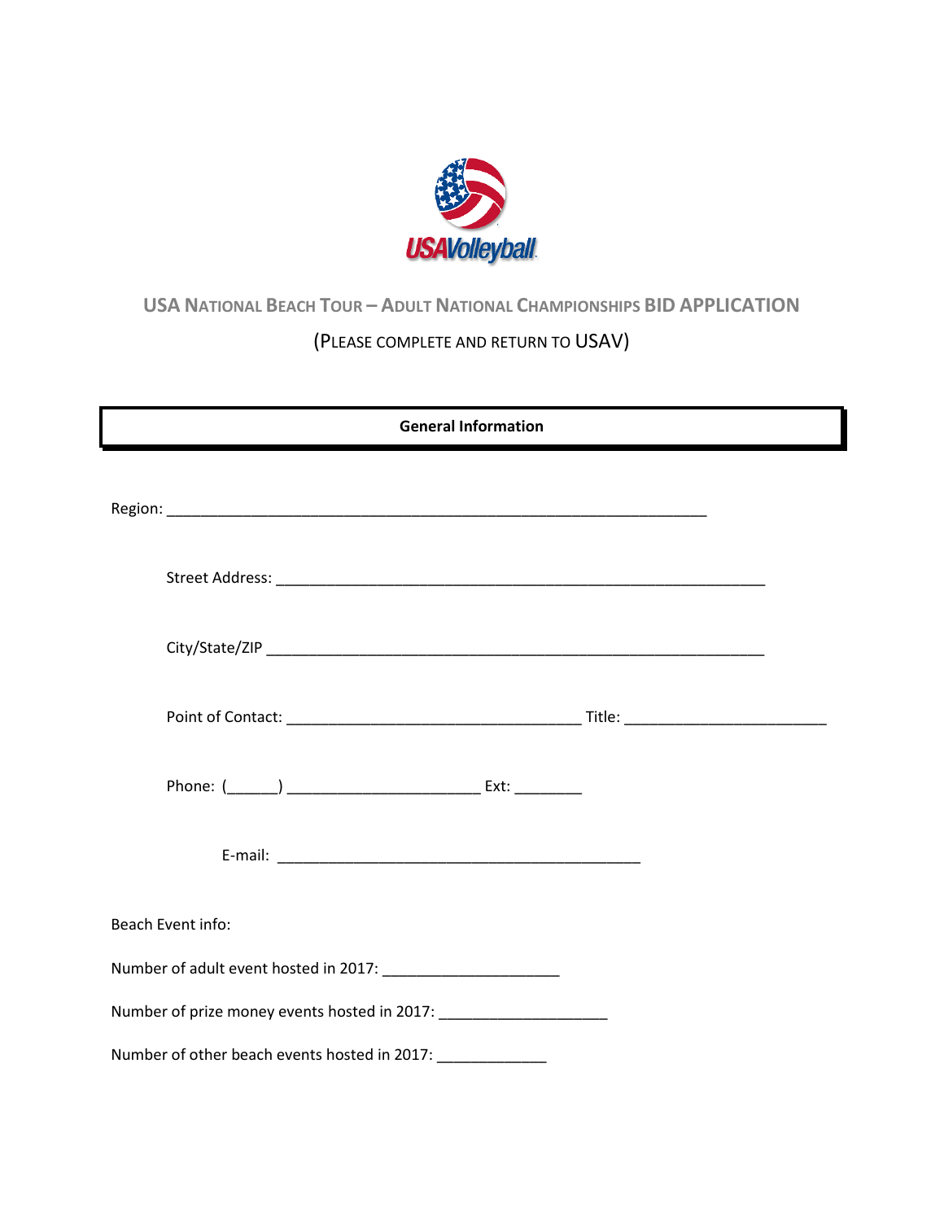## USA National Beach Tour – Adult National Championships BID APPLICATION

(Please complete and return to USAV)

**General Information**

Region: ___________________________________________________________________

Street Address: ____________________________________________________________

City/State/ZIP ____________________________________________________________

Point of Contact: ___________________________________ Title: ________________________

Phone: (______) ______________________ Ext: ________

E-mail: ___________________________________________

Beach Event info:

Number of adult event hosted in 2017: _____________________

Number of prize money events hosted in 2017: ____________________

Number of other beach events hosted in 2017: _____________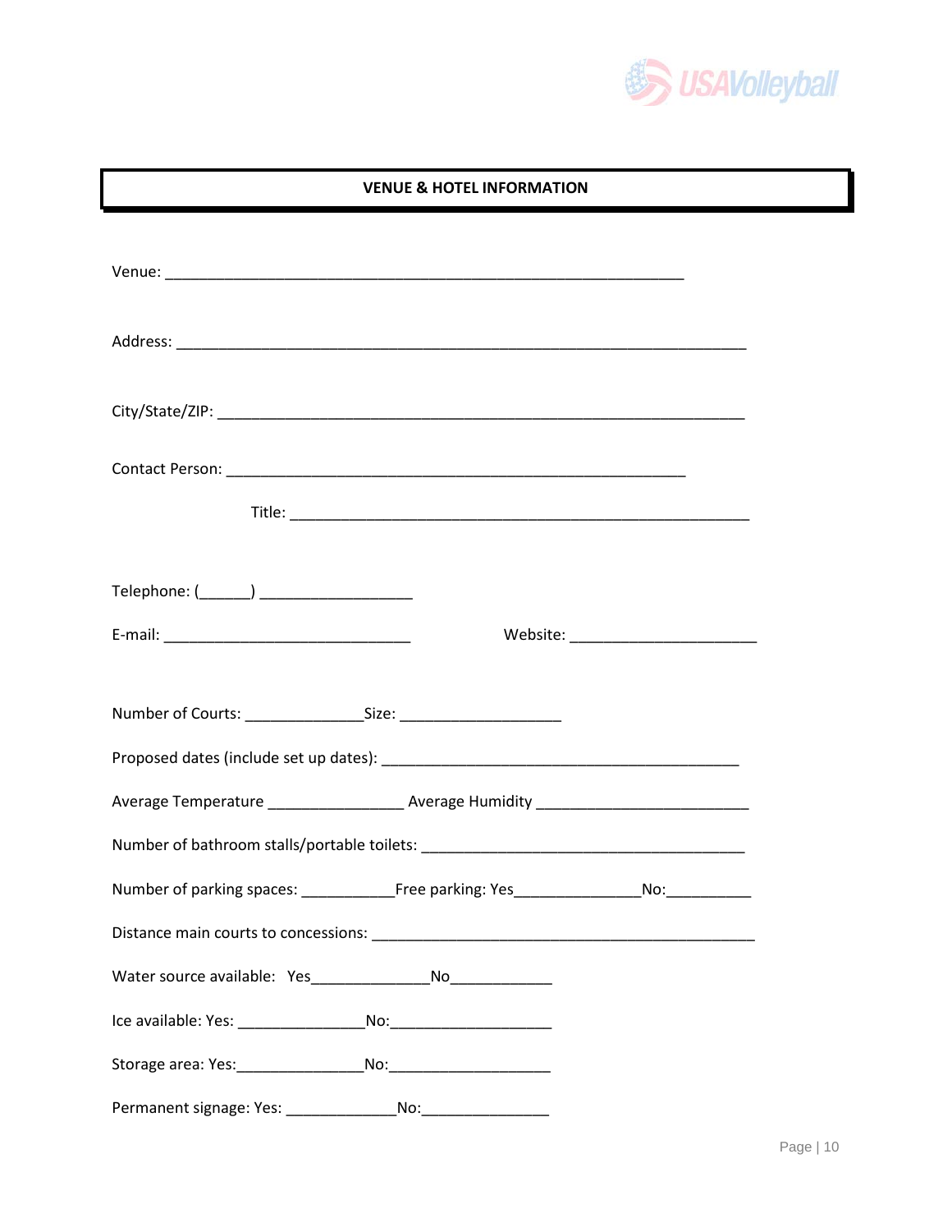## VENUE & HOTEL INFORMATION

Venue: _______________________________________________________________

Address: ____________________________________________________________________

City/State/ZIP: _______________________________________________________________

Contact Person: _______________________________________________________

Title: _______________________________________________________

Telephone: (______) __________________

E-mail: ______________________________ Website: ______________________

Number of Courts: ______________Size: ___________________

Proposed dates (include set up dates): ___________________________________________

Average Temperature ________________ Average Humidity _________________________

Number of bathroom stalls/portable toilets: _______________________________________

Number of parking spaces: ___________Free parking: Yes_______________No:__________

Distance main courts to concessions: ______________________________________________

Water source available: Yes______________No____________

Ice available: Yes: _______________No:___________________

Storage area: Yes:_______________No:___________________

Permanent signage: Yes: _____________No:_______________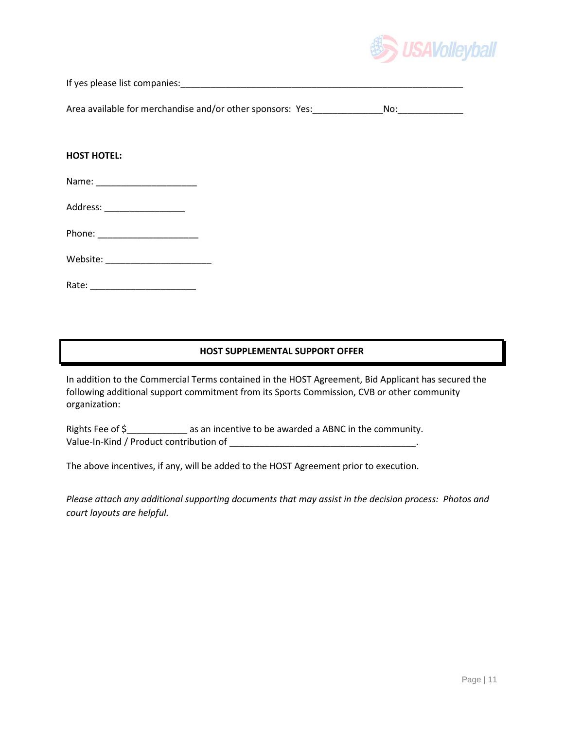If yes please list companies:___________________________________________________________

Area available for merchandise and/or other sponsors: Yes:______________No:_____________

**HOST HOTEL:**

Name: ____________________

Address: ________________

Phone: ____________________

Website: _____________________

Rate: _____________________

## HOST SUPPLEMENTAL SUPPORT OFFER

In addition to the Commercial Terms contained in the HOST Agreement, Bid Applicant has secured the following additional support commitment from its Sports Commission, CVB or other community organization:

Rights Fee of $____________ as an incentive to be awarded a ABNC in the community.
Value-In-Kind / Product contribution of ______________________________________.

The above incentives, if any, will be added to the HOST Agreement prior to execution.

*Please attach any additional supporting documents that may assist in the decision process: Photos and court layouts are helpful.*